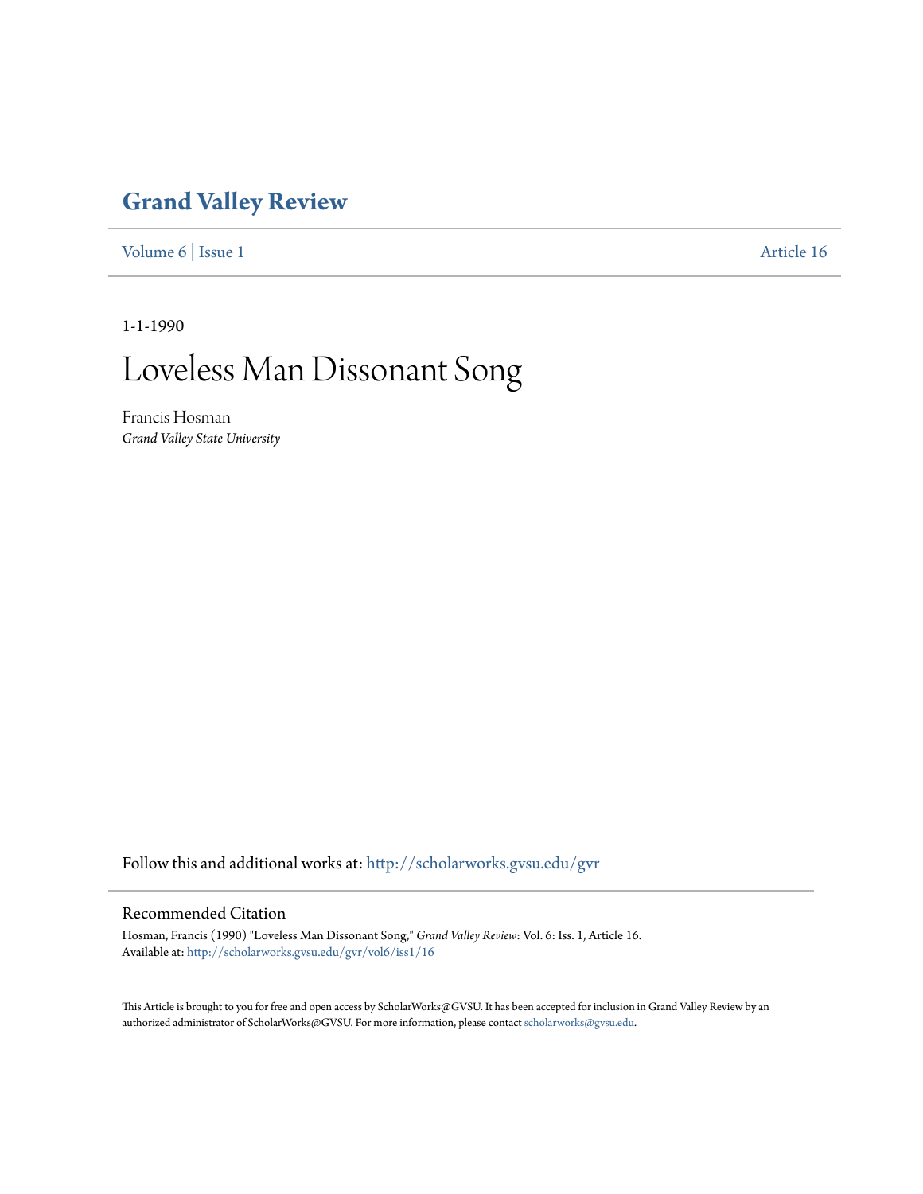# Grand Valley Review

Volume 6 | Issue 1 Article 16

1-1-1990

# Loveless Man Dissonant Song

Francis Hosman
*Grand Valley State University*

Follow this and additional works at: http://scholarworks.gvsu.edu/gvr

## Recommended Citation

Hosman, Francis (1990) "Loveless Man Dissonant Song," *Grand Valley Review*: Vol. 6: Iss. 1, Article 16.
Available at: http://scholarworks.gvsu.edu/gvr/vol6/iss1/16

This Article is brought to you for free and open access by ScholarWorks@GVSU. It has been accepted for inclusion in Grand Valley Review by an authorized administrator of ScholarWorks@GVSU. For more information, please contact scholarworks@gvsu.edu.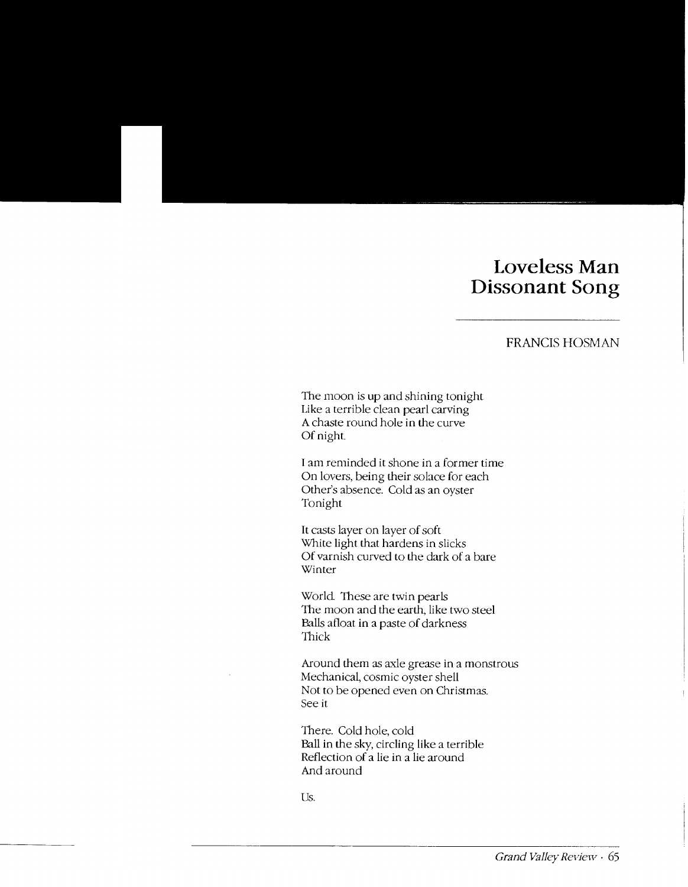# Loveless Man Dissonant Song

FRANCIS HOSMAN

The moon is up and shining tonight
Like a terrible clean pearl carving
A chaste round hole in the curve
Of night.

I am reminded it shone in a former time
On lovers, being their solace for each
Other's absence. Cold as an oyster
Tonight

It casts layer on layer of soft
White light that hardens in slicks
Of varnish curved to the dark of a bare
Winter

World. These are twin pearls
The moon and the earth, like two steel
Balls afloat in a paste of darkness
Thick

Around them as axle grease in a monstrous
Mechanical, cosmic oyster shell
Not to be opened even on Christmas.
See it

There. Cold hole, cold
Ball in the sky, circling like a terrible
Reflection of a lie in a lie around
And around

Us.